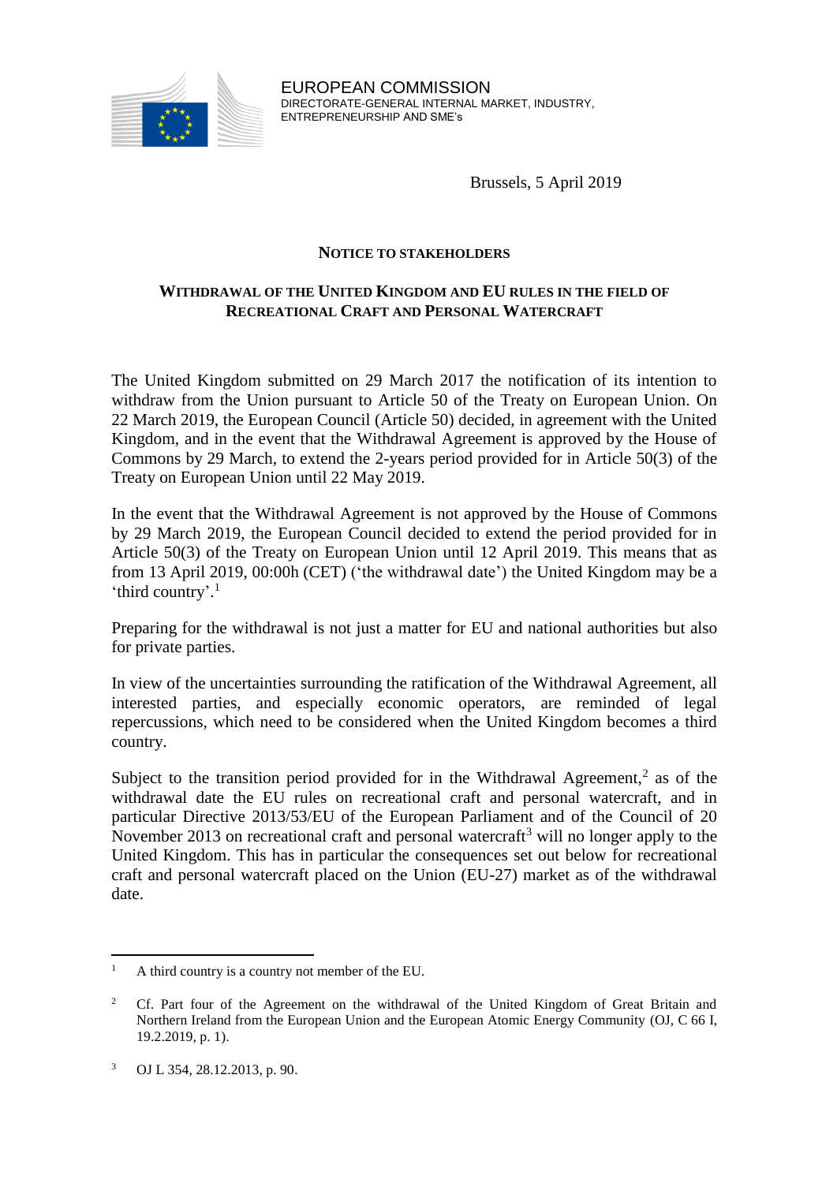EUROPEAN COMMISSION
DIRECTORATE-GENERAL INTERNAL MARKET, INDUSTRY, ENTREPRENEURSHIP AND SME's

Brussels, 5 April 2019

**NOTICE TO STAKEHOLDERS**

**WITHDRAWAL OF THE UNITED KINGDOM AND EU RULES IN THE FIELD OF RECREATIONAL CRAFT AND PERSONAL WATERCRAFT**

The United Kingdom submitted on 29 March 2017 the notification of its intention to withdraw from the Union pursuant to Article 50 of the Treaty on European Union. On 22 March 2019, the European Council (Article 50) decided, in agreement with the United Kingdom, and in the event that the Withdrawal Agreement is approved by the House of Commons by 29 March, to extend the 2-years period provided for in Article 50(3) of the Treaty on European Union until 22 May 2019.

In the event that the Withdrawal Agreement is not approved by the House of Commons by 29 March 2019, the European Council decided to extend the period provided for in Article 50(3) of the Treaty on European Union until 12 April 2019. This means that as from 13 April 2019, 00:00h (CET) ('the withdrawal date') the United Kingdom may be a 'third country'.[1]

Preparing for the withdrawal is not just a matter for EU and national authorities but also for private parties.

In view of the uncertainties surrounding the ratification of the Withdrawal Agreement, all interested parties, and especially economic operators, are reminded of legal repercussions, which need to be considered when the United Kingdom becomes a third country.

Subject to the transition period provided for in the Withdrawal Agreement,[2] as of the withdrawal date the EU rules on recreational craft and personal watercraft, and in particular Directive 2013/53/EU of the European Parliament and of the Council of 20 November 2013 on recreational craft and personal watercraft[3] will no longer apply to the United Kingdom. This has in particular the consequences set out below for recreational craft and personal watercraft placed on the Union (EU-27) market as of the withdrawal date.

---

[1] A third country is a country not member of the EU.

[2] Cf. Part four of the Agreement on the withdrawal of the United Kingdom of Great Britain and Northern Ireland from the European Union and the European Atomic Energy Community (OJ, C 66 I, 19.2.2019, p. 1).

[3] OJ L 354, 28.12.2013, p. 90.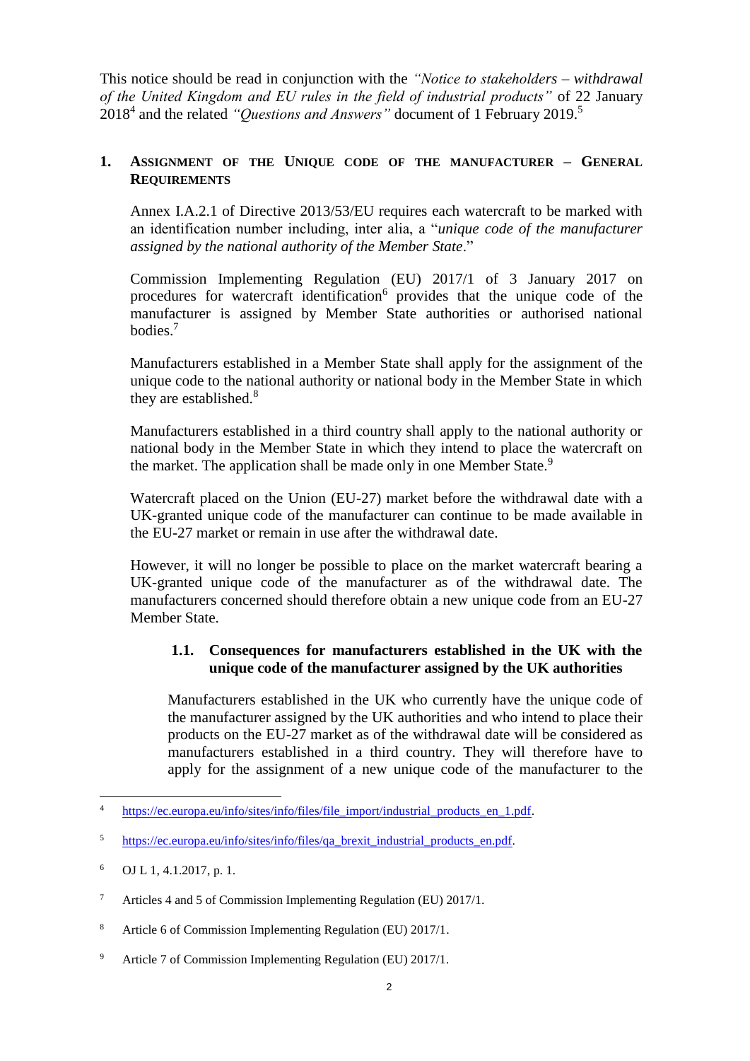This notice should be read in conjunction with the *"Notice to stakeholders – withdrawal of the United Kingdom and EU rules in the field of industrial products"* of 22 January 2018[4] and the related *"Questions and Answers"* document of 1 February 2019.[5]

## 1. Assignment of the Unique code of the manufacturer – General Requirements

Annex I.A.2.1 of Directive 2013/53/EU requires each watercraft to be marked with an identification number including, inter alia, a "*unique code of the manufacturer assigned by the national authority of the Member State*."

Commission Implementing Regulation (EU) 2017/1 of 3 January 2017 on procedures for watercraft identification[6] provides that the unique code of the manufacturer is assigned by Member State authorities or authorised national bodies.[7]

Manufacturers established in a Member State shall apply for the assignment of the unique code to the national authority or national body in the Member State in which they are established.[8]

Manufacturers established in a third country shall apply to the national authority or national body in the Member State in which they intend to place the watercraft on the market. The application shall be made only in one Member State.[9]

Watercraft placed on the Union (EU-27) market before the withdrawal date with a UK-granted unique code of the manufacturer can continue to be made available in the EU-27 market or remain in use after the withdrawal date.

However, it will no longer be possible to place on the market watercraft bearing a UK-granted unique code of the manufacturer as of the withdrawal date. The manufacturers concerned should therefore obtain a new unique code from an EU-27 Member State.

### 1.1. Consequences for manufacturers established in the UK with the unique code of the manufacturer assigned by the UK authorities

Manufacturers established in the UK who currently have the unique code of the manufacturer assigned by the UK authorities and who intend to place their products on the EU-27 market as of the withdrawal date will be considered as manufacturers established in a third country. They will therefore have to apply for the assignment of a new unique code of the manufacturer to the

---

[4] https://ec.europa.eu/info/sites/info/files/file_import/industrial_products_en_1.pdf.

[5] https://ec.europa.eu/info/sites/info/files/qa_brexit_industrial_products_en.pdf.

[6] OJ L 1, 4.1.2017, p. 1.

[7] Articles 4 and 5 of Commission Implementing Regulation (EU) 2017/1.

[8] Article 6 of Commission Implementing Regulation (EU) 2017/1.

[9] Article 7 of Commission Implementing Regulation (EU) 2017/1.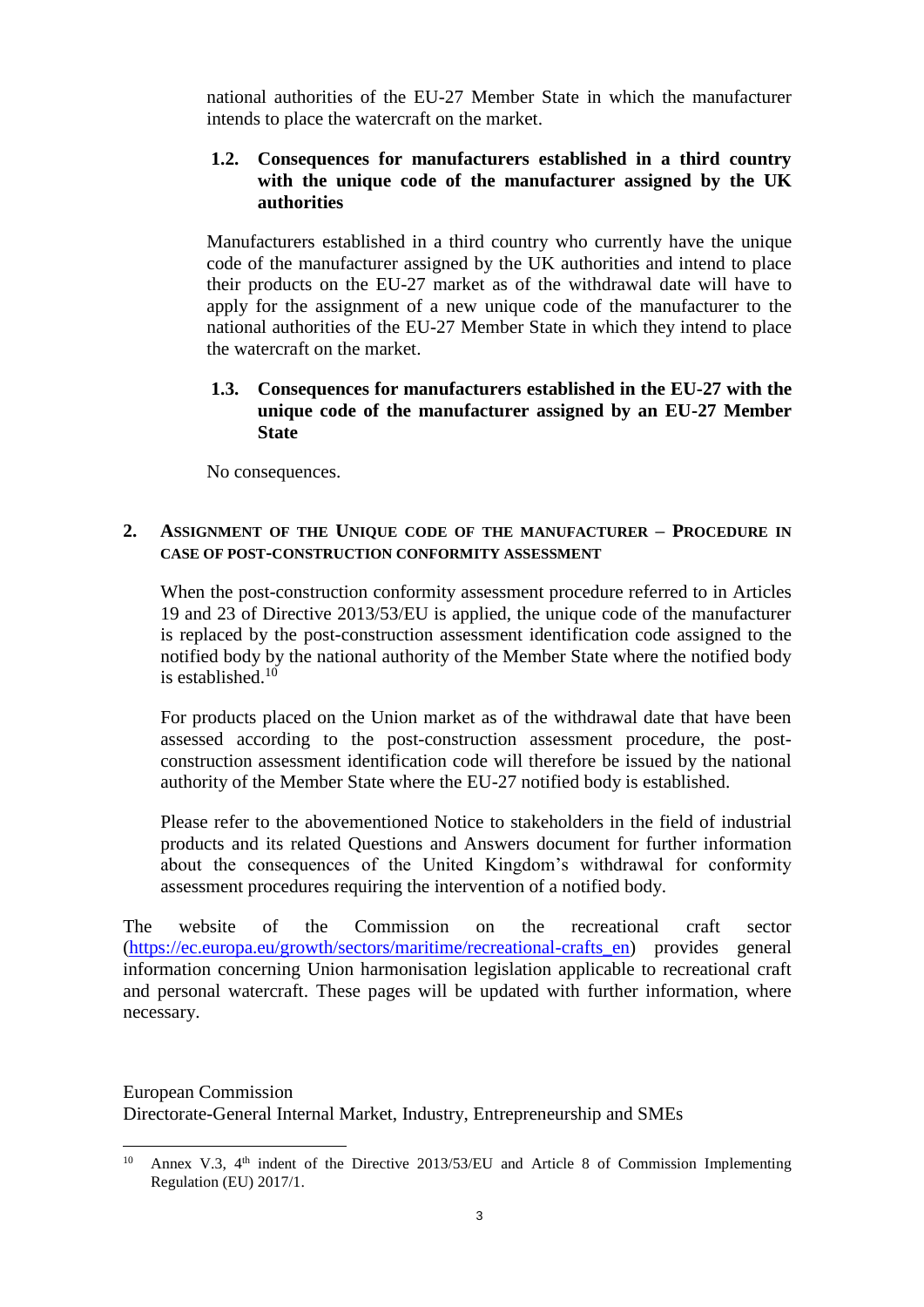national authorities of the EU-27 Member State in which the manufacturer intends to place the watercraft on the market.

### 1.2. Consequences for manufacturers established in a third country with the unique code of the manufacturer assigned by the UK authorities

Manufacturers established in a third country who currently have the unique code of the manufacturer assigned by the UK authorities and intend to place their products on the EU-27 market as of the withdrawal date will have to apply for the assignment of a new unique code of the manufacturer to the national authorities of the EU-27 Member State in which they intend to place the watercraft on the market.

### 1.3. Consequences for manufacturers established in the EU-27 with the unique code of the manufacturer assigned by an EU-27 Member State

No consequences.

## 2. Assignment of the Unique code of the manufacturer – Procedure in case of post-construction conformity assessment

When the post-construction conformity assessment procedure referred to in Articles 19 and 23 of Directive 2013/53/EU is applied, the unique code of the manufacturer is replaced by the post-construction assessment identification code assigned to the notified body by the national authority of the Member State where the notified body is established.[10]

For products placed on the Union market as of the withdrawal date that have been assessed according to the post-construction assessment procedure, the post-construction assessment identification code will therefore be issued by the national authority of the Member State where the EU-27 notified body is established.

Please refer to the abovementioned Notice to stakeholders in the field of industrial products and its related Questions and Answers document for further information about the consequences of the United Kingdom's withdrawal for conformity assessment procedures requiring the intervention of a notified body.

The website of the Commission on the recreational craft sector (https://ec.europa.eu/growth/sectors/maritime/recreational-crafts_en) provides general information concerning Union harmonisation legislation applicable to recreational craft and personal watercraft. These pages will be updated with further information, where necessary.

European Commission
Directorate-General Internal Market, Industry, Entrepreneurship and SMEs

---

[10] Annex V.3, 4th indent of the Directive 2013/53/EU and Article 8 of Commission Implementing Regulation (EU) 2017/1.